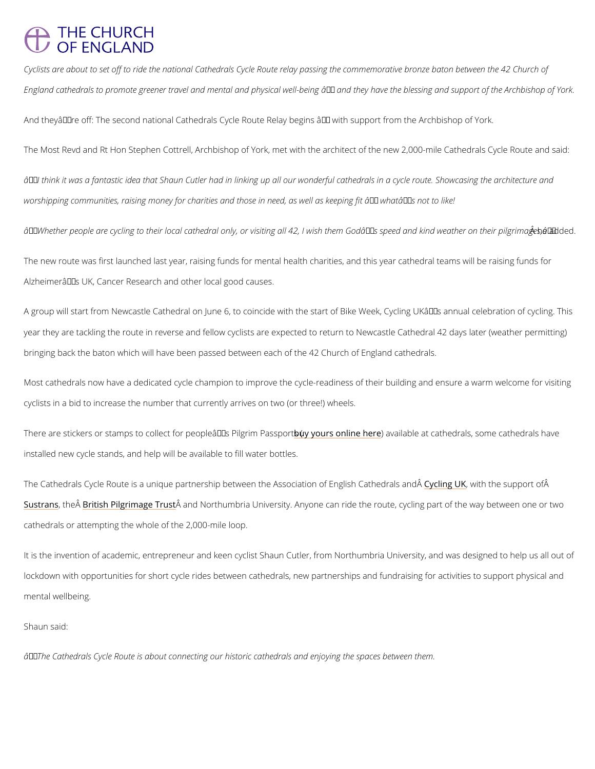# THE CHURCH OF ENGLAND

*Cyclists are about to set off to ride the national Cathedrals Cycle Route relay passing the commemorative bronze baton between the 42 Church of England cathedrals to promote greener travel and mental and physical well-being âand they have the blessing and support of the Archbishop of York.*

And theyâre off: The second national Cathedrals Cycle Route Relay begins â with support from the Archbishop of York.

The Most Revd and Rt Hon Stephen Cottrell, Archbishop of York, met with the architect of the new 2,000-mile Cathedrals Cycle Route and said:

*âI think it was a fantastic idea that Shaun Cutler had in linking up all our wonderful cathedrals in a cycle route. Showcasing the architecture and worshipping communities, raising money for charities and those in need, as well as keeping fit â whatâs not to like!*

*âWhether people are cycling to their local cathedral only, or visiting all 42, I wish them Godâs speed and kind weather on their pilgrimages,â* he added.

The new route was first launched last year, raising funds for mental health charities, and this year cathedral teams will be raising funds for Alzheimerâs UK, Cancer Research and other local good causes.

A group will start from Newcastle Cathedral on June 6, to coincide with the start of Bike Week, Cycling UKâs annual celebration of cycling. This year they are tackling the route in reverse and fellow cyclists are expected to return to Newcastle Cathedral 42 days later (weather permitting) bringing back the baton which will have been passed between each of the 42 Church of England cathedrals.

Most cathedrals now have a dedicated cycle champion to improve the cycle-readiness of their building and ensure a warm welcome for visiting cyclists in a bid to increase the number that currently arrives on two (or three!) wheels.

There are stickers or stamps to collect for peopleâs Pilgrim Passports (buy yours online here) available at cathedrals, some cathedrals have installed new cycle stands, and help will be available to fill water bottles.

The Cathedrals Cycle Route is a unique partnership between the Association of English Cathedrals and Cycling UK, with the support of Sustrans, the British Pilgrimage Trust and Northumbria University. Anyone can ride the route, cycling part of the way between one or two cathedrals or attempting the whole of the 2,000-mile loop.

It is the invention of academic, entrepreneur and keen cyclist Shaun Cutler, from Northumbria University, and was designed to help us all out of lockdown with opportunities for short cycle rides between cathedrals, new partnerships and fundraising for activities to support physical and mental wellbeing.

Shaun said:

*âThe Cathedrals Cycle Route is about connecting our historic cathedrals and enjoying the spaces between them.*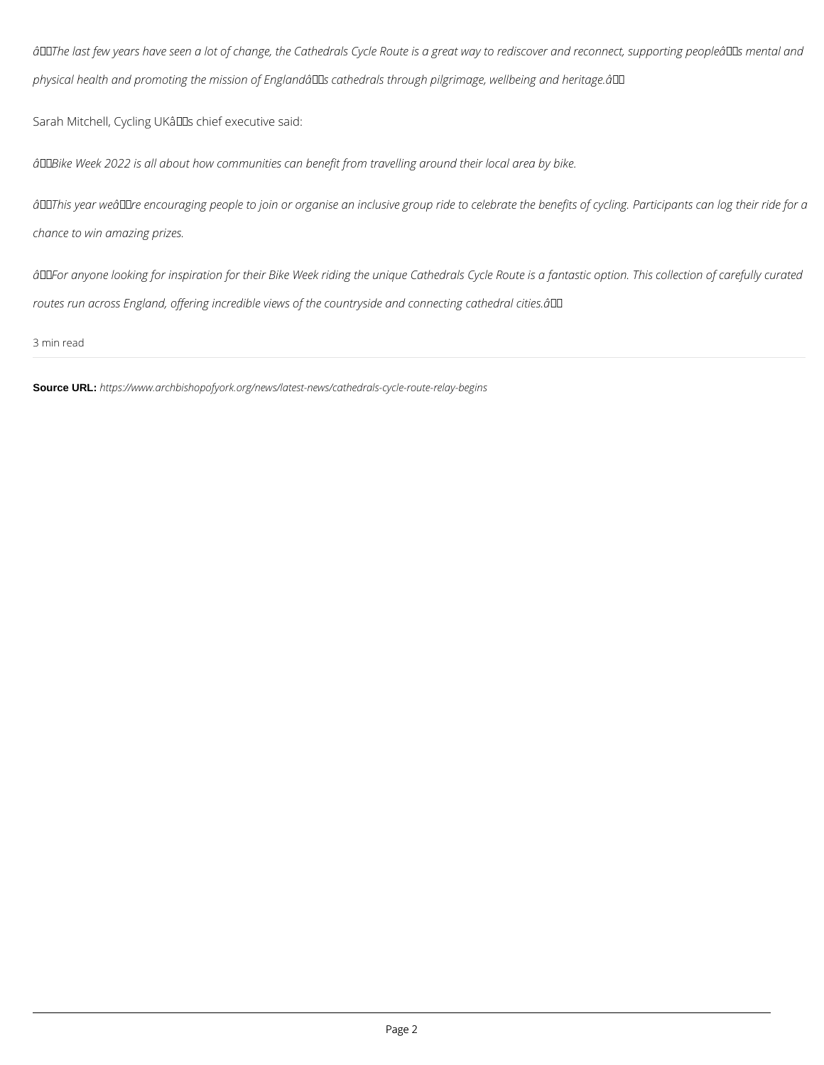*â€œThe last few years have seen a lot of change, the Cathedrals Cycle Route is a great way to rediscover and reconnect, supporting peopleâ€™s mental and physical health and promoting the mission of Englandâ€™s cathedrals through pilgrimage, wellbeing and heritage.â€*

Sarah Mitchell, Cycling UKâ€™s chief executive said:

*â€œBike Week 2022 is all about how communities can benefit from travelling around their local area by bike.*

*â€œThis year weâ€™re encouraging people to join or organise an inclusive group ride to celebrate the benefits of cycling. Participants can log their ride for a chance to win amazing prizes.*

*â€œFor anyone looking for inspiration for their Bike Week riding the unique Cathedrals Cycle Route is a fantastic option. This collection of carefully curated routes run across England, offering incredible views of the countryside and connecting cathedral cities.â€*

3 min read

**Source URL:** *https://www.archbishopofyork.org/news/latest-news/cathedrals-cycle-route-relay-begins*